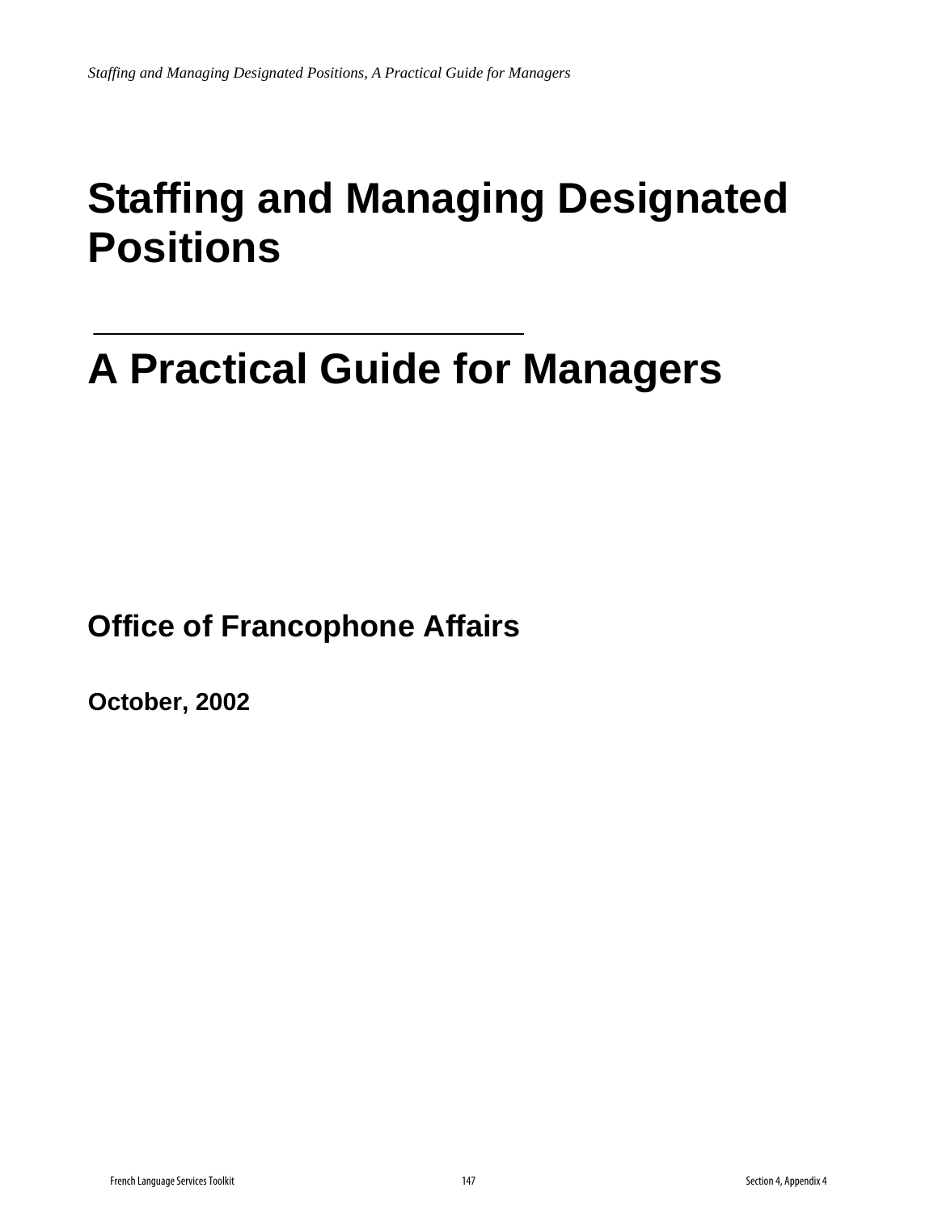# Staffing and Managing Designated Positions

---

# A Practical Guide for Managers

**Office of Francophone Affairs**

**October, 2002**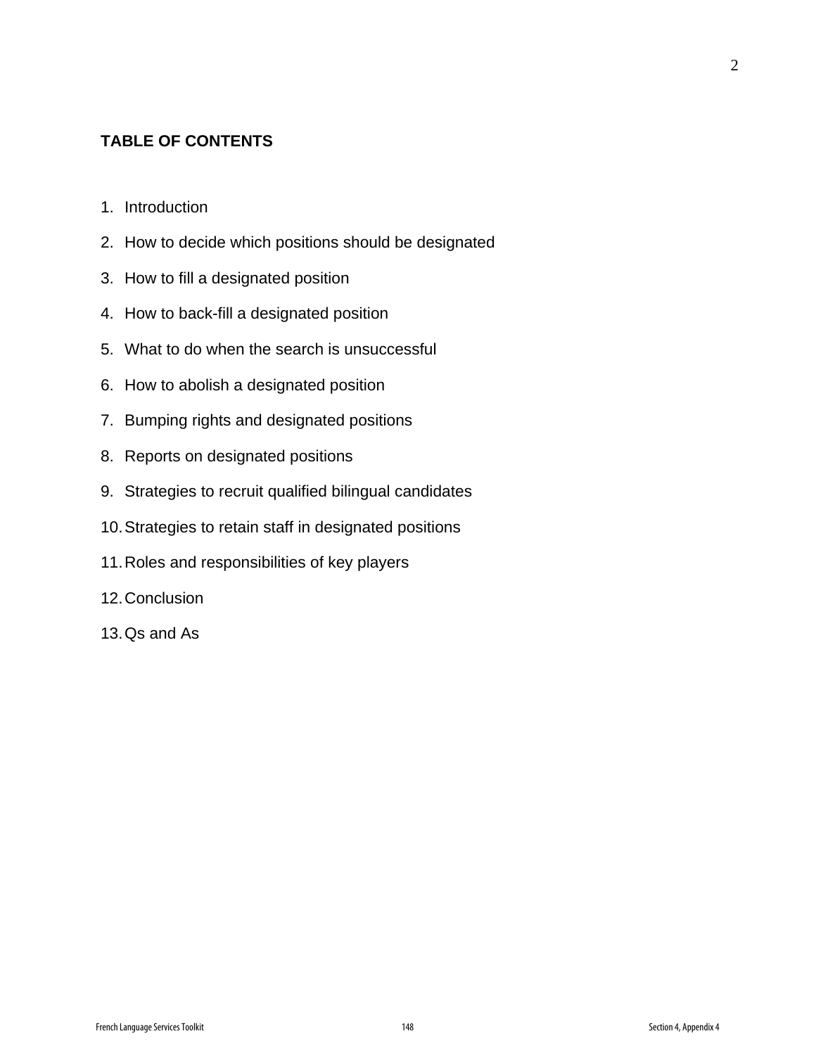**TABLE OF CONTENTS**

1. Introduction
2. How to decide which positions should be designated
3. How to fill a designated position
4. How to back-fill a designated position
5. What to do when the search is unsuccessful
6. How to abolish a designated position
7. Bumping rights and designated positions
8. Reports on designated positions
9. Strategies to recruit qualified bilingual candidates
10. Strategies to retain staff in designated positions
11. Roles and responsibilities of key players
12. Conclusion
13. Qs and As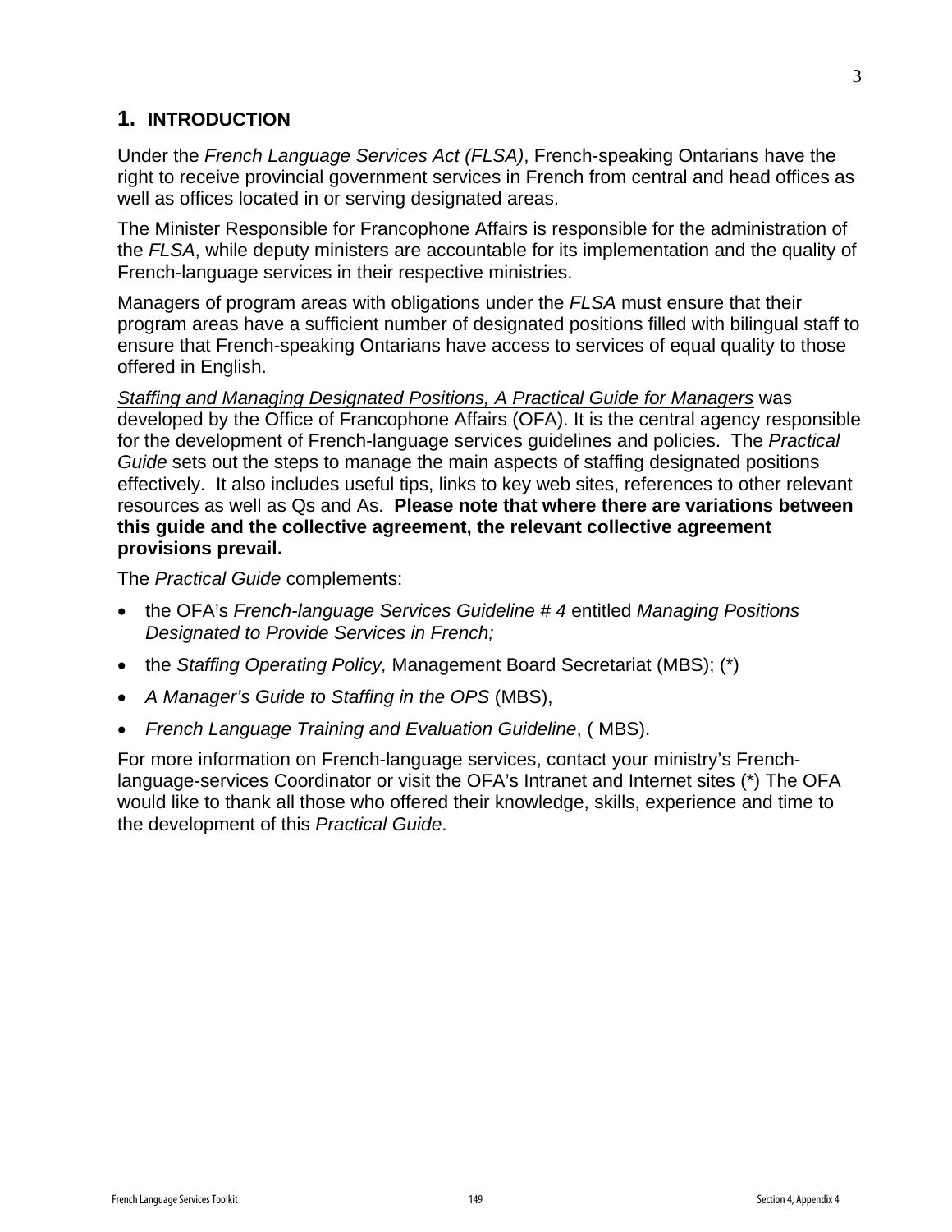## 1. INTRODUCTION

Under the *French Language Services Act (FLSA)*, French-speaking Ontarians have the right to receive provincial government services in French from central and head offices as well as offices located in or serving designated areas.

The Minister Responsible for Francophone Affairs is responsible for the administration of the *FLSA*, while deputy ministers are accountable for its implementation and the quality of French-language services in their respective ministries.

Managers of program areas with obligations under the *FLSA* must ensure that their program areas have a sufficient number of designated positions filled with bilingual staff to ensure that French-speaking Ontarians have access to services of equal quality to those offered in English.

<u>*Staffing and Managing Designated Positions, A Practical Guide for Managers*</u> was developed by the Office of Francophone Affairs (OFA). It is the central agency responsible for the development of French-language services guidelines and policies. The *Practical Guide* sets out the steps to manage the main aspects of staffing designated positions effectively. It also includes useful tips, links to key web sites, references to other relevant resources as well as Qs and As. **Please note that where there are variations between this guide and the collective agreement, the relevant collective agreement provisions prevail.**

The *Practical Guide* complements:

- the OFA's *French-language Services Guideline # 4* entitled *Managing Positions Designated to Provide Services in French;*
- the *Staffing Operating Policy,* Management Board Secretariat (MBS); (*)
- *A Manager's Guide to Staffing in the OPS* (MBS),
- *French Language Training and Evaluation Guideline*, ( MBS).

For more information on French-language services, contact your ministry's French-language-services Coordinator or visit the OFA's Intranet and Internet sites (*) The OFA would like to thank all those who offered their knowledge, skills, experience and time to the development of this *Practical Guide*.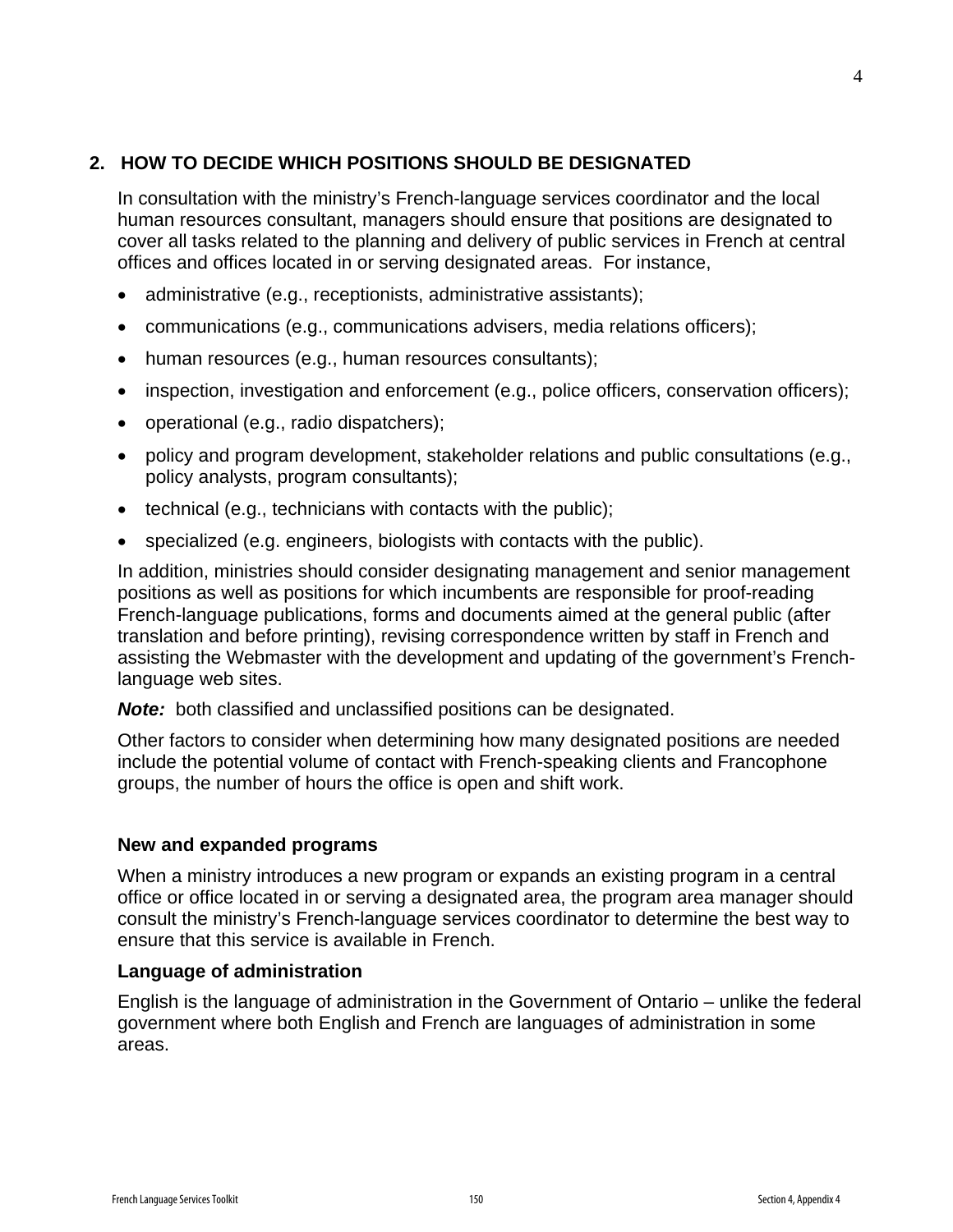## 2. HOW TO DECIDE WHICH POSITIONS SHOULD BE DESIGNATED

In consultation with the ministry's French-language services coordinator and the local human resources consultant, managers should ensure that positions are designated to cover all tasks related to the planning and delivery of public services in French at central offices and offices located in or serving designated areas. For instance,

- administrative (e.g., receptionists, administrative assistants);
- communications (e.g., communications advisers, media relations officers);
- human resources (e.g., human resources consultants);
- inspection, investigation and enforcement (e.g., police officers, conservation officers);
- operational (e.g., radio dispatchers);
- policy and program development, stakeholder relations and public consultations (e.g., policy analysts, program consultants);
- technical (e.g., technicians with contacts with the public);
- specialized (e.g. engineers, biologists with contacts with the public).

In addition, ministries should consider designating management and senior management positions as well as positions for which incumbents are responsible for proof-reading French-language publications, forms and documents aimed at the general public (after translation and before printing), revising correspondence written by staff in French and assisting the Webmaster with the development and updating of the government's French-language web sites.

***Note:*** both classified and unclassified positions can be designated.

Other factors to consider when determining how many designated positions are needed include the potential volume of contact with French-speaking clients and Francophone groups, the number of hours the office is open and shift work.

### New and expanded programs

When a ministry introduces a new program or expands an existing program in a central office or office located in or serving a designated area, the program area manager should consult the ministry's French-language services coordinator to determine the best way to ensure that this service is available in French.

### Language of administration

English is the language of administration in the Government of Ontario – unlike the federal government where both English and French are languages of administration in some areas.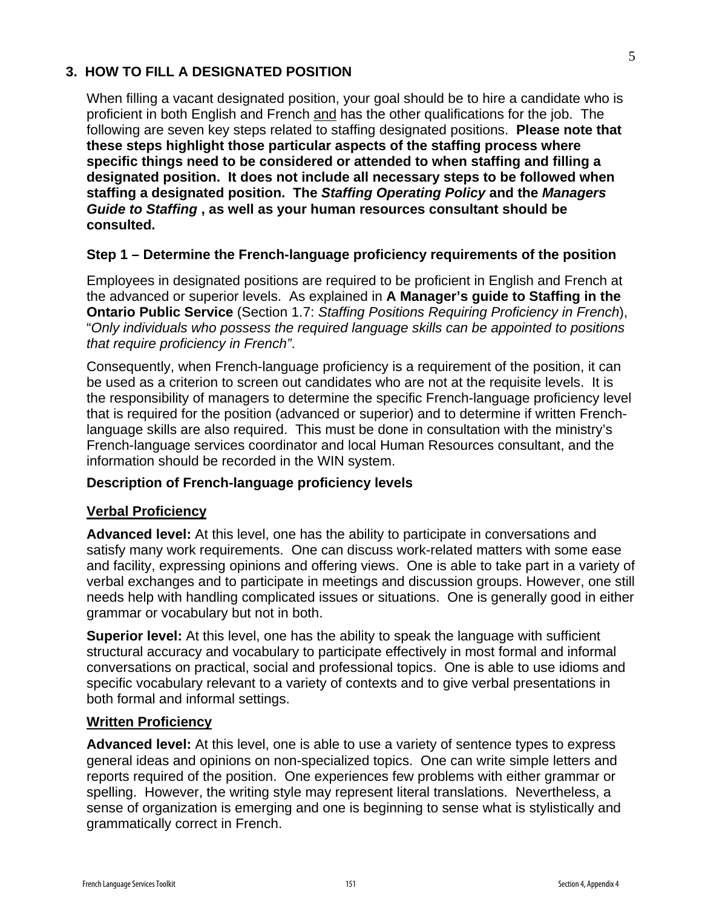## 3. HOW TO FILL A DESIGNATED POSITION

When filling a vacant designated position, your goal should be to hire a candidate who is proficient in both English and French <u>and</u> has the other qualifications for the job. The following are seven key steps related to staffing designated positions. **Please note that these steps highlight those particular aspects of the staffing process where specific things need to be considered or attended to when staffing and filling a designated position. It does not include all necessary steps to be followed when staffing a designated position. The *Staffing Operating Policy* and the *Managers Guide to Staffing* , as well as your human resources consultant should be consulted.**

### Step 1 – Determine the French-language proficiency requirements of the position

Employees in designated positions are required to be proficient in English and French at the advanced or superior levels. As explained in **A Manager's guide to Staffing in the Ontario Public Service** (Section 1.7: *Staffing Positions Requiring Proficiency in French*), "*Only individuals who possess the required language skills can be appointed to positions that require proficiency in French"*.

Consequently, when French-language proficiency is a requirement of the position, it can be used as a criterion to screen out candidates who are not at the requisite levels. It is the responsibility of managers to determine the specific French-language proficiency level that is required for the position (advanced or superior) and to determine if written French-language skills are also required. This must be done in consultation with the ministry's French-language services coordinator and local Human Resources consultant, and the information should be recorded in the WIN system.

**Description of French-language proficiency levels**

<u>**Verbal Proficiency**</u>

**Advanced level:** At this level, one has the ability to participate in conversations and satisfy many work requirements. One can discuss work-related matters with some ease and facility, expressing opinions and offering views. One is able to take part in a variety of verbal exchanges and to participate in meetings and discussion groups. However, one still needs help with handling complicated issues or situations. One is generally good in either grammar or vocabulary but not in both.

**Superior level:** At this level, one has the ability to speak the language with sufficient structural accuracy and vocabulary to participate effectively in most formal and informal conversations on practical, social and professional topics. One is able to use idioms and specific vocabulary relevant to a variety of contexts and to give verbal presentations in both formal and informal settings.

<u>**Written Proficiency**</u>

**Advanced level:** At this level, one is able to use a variety of sentence types to express general ideas and opinions on non-specialized topics. One can write simple letters and reports required of the position. One experiences few problems with either grammar or spelling. However, the writing style may represent literal translations. Nevertheless, a sense of organization is emerging and one is beginning to sense what is stylistically and grammatically correct in French.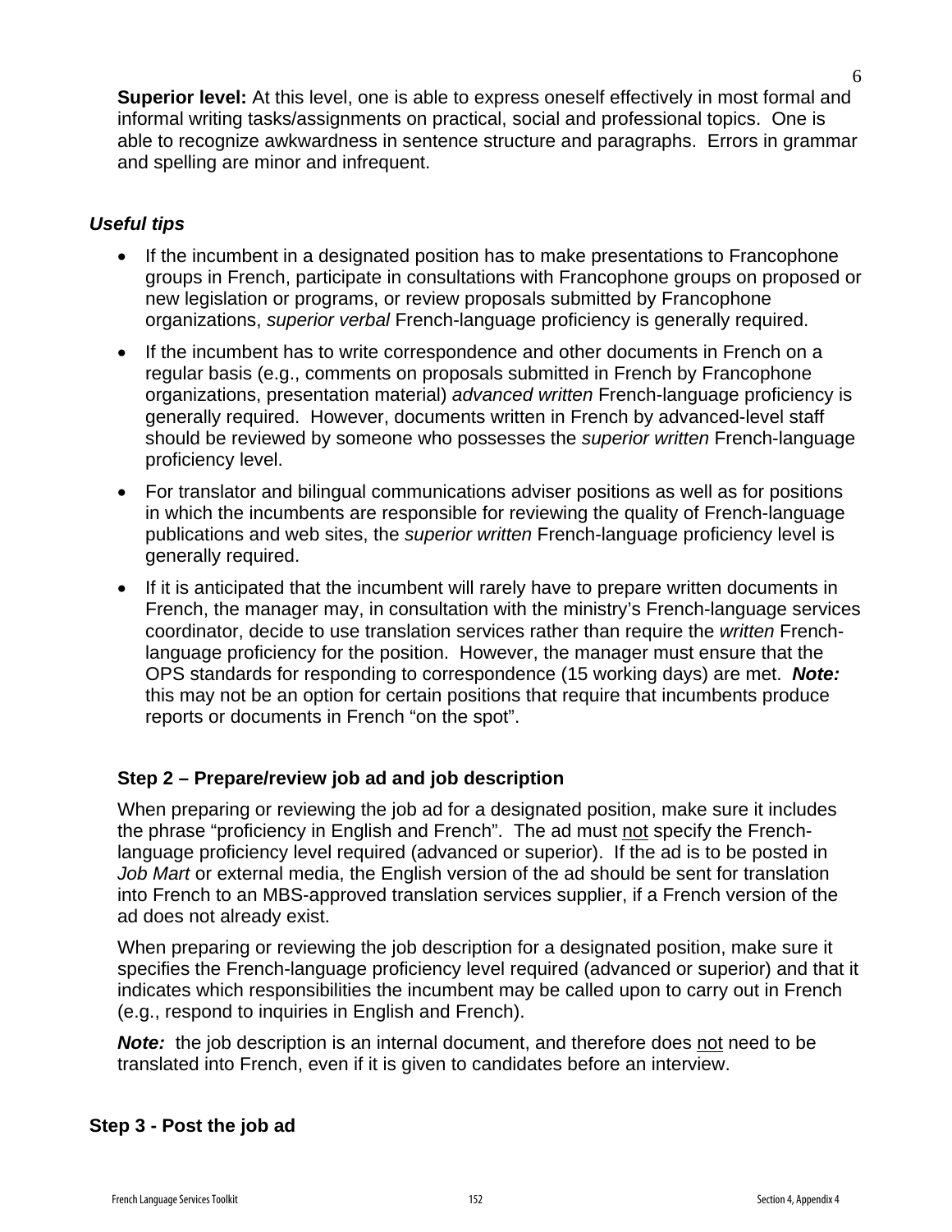**Superior level:** At this level, one is able to express oneself effectively in most formal and informal writing tasks/assignments on practical, social and professional topics. One is able to recognize awkwardness in sentence structure and paragraphs. Errors in grammar and spelling are minor and infrequent.

***Useful tips***

- If the incumbent in a designated position has to make presentations to Francophone groups in French, participate in consultations with Francophone groups on proposed or new legislation or programs, or review proposals submitted by Francophone organizations, *superior verbal* French-language proficiency is generally required.
- If the incumbent has to write correspondence and other documents in French on a regular basis (e.g., comments on proposals submitted in French by Francophone organizations, presentation material) *advanced written* French-language proficiency is generally required. However, documents written in French by advanced-level staff should be reviewed by someone who possesses the *superior written* French-language proficiency level.
- For translator and bilingual communications adviser positions as well as for positions in which the incumbents are responsible for reviewing the quality of French-language publications and web sites, the *superior written* French-language proficiency level is generally required.
- If it is anticipated that the incumbent will rarely have to prepare written documents in French, the manager may, in consultation with the ministry's French-language services coordinator, decide to use translation services rather than require the *written* French-language proficiency for the position. However, the manager must ensure that the OPS standards for responding to correspondence (15 working days) are met. ***Note:*** this may not be an option for certain positions that require that incumbents produce reports or documents in French "on the spot".

### Step 2 – Prepare/review job ad and job description

When preparing or reviewing the job ad for a designated position, make sure it includes the phrase "proficiency in English and French". The ad must <u>not</u> specify the French-language proficiency level required (advanced or superior). If the ad is to be posted in *Job Mart* or external media, the English version of the ad should be sent for translation into French to an MBS-approved translation services supplier, if a French version of the ad does not already exist.

When preparing or reviewing the job description for a designated position, make sure it specifies the French-language proficiency level required (advanced or superior) and that it indicates which responsibilities the incumbent may be called upon to carry out in French (e.g., respond to inquiries in English and French).

***Note:*** the job description is an internal document, and therefore does <u>not</u> need to be translated into French, even if it is given to candidates before an interview.

### Step 3 - Post the job ad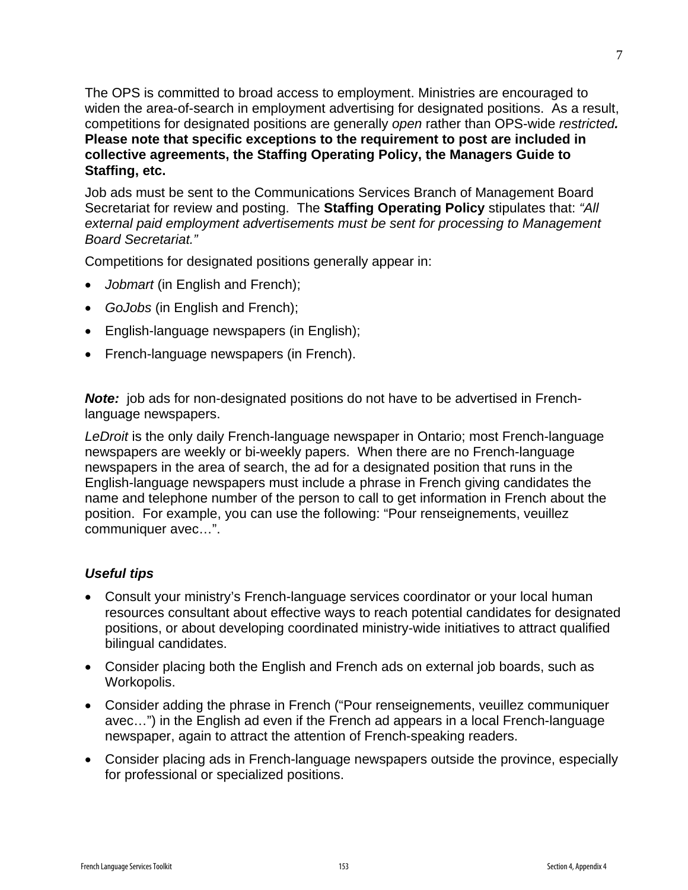The OPS is committed to broad access to employment. Ministries are encouraged to widen the area-of-search in employment advertising for designated positions. As a result, competitions for designated positions are generally *open* rather than OPS-wide *restricted.* **Please note that specific exceptions to the requirement to post are included in collective agreements, the Staffing Operating Policy, the Managers Guide to Staffing, etc.**

Job ads must be sent to the Communications Services Branch of Management Board Secretariat for review and posting. The **Staffing Operating Policy** stipulates that: *"All external paid employment advertisements must be sent for processing to Management Board Secretariat."*

Competitions for designated positions generally appear in:

- *Jobmart* (in English and French);
- *GoJobs* (in English and French);
- English-language newspapers (in English);
- French-language newspapers (in French).

***Note:*** job ads for non-designated positions do not have to be advertised in French-language newspapers.

*LeDroit* is the only daily French-language newspaper in Ontario; most French-language newspapers are weekly or bi-weekly papers. When there are no French-language newspapers in the area of search, the ad for a designated position that runs in the English-language newspapers must include a phrase in French giving candidates the name and telephone number of the person to call to get information in French about the position. For example, you can use the following: "Pour renseignements, veuillez communiquer avec…".

### *Useful tips*

- Consult your ministry's French-language services coordinator or your local human resources consultant about effective ways to reach potential candidates for designated positions, or about developing coordinated ministry-wide initiatives to attract qualified bilingual candidates.
- Consider placing both the English and French ads on external job boards, such as Workopolis.
- Consider adding the phrase in French ("Pour renseignements, veuillez communiquer avec…") in the English ad even if the French ad appears in a local French-language newspaper, again to attract the attention of French-speaking readers.
- Consider placing ads in French-language newspapers outside the province, especially for professional or specialized positions.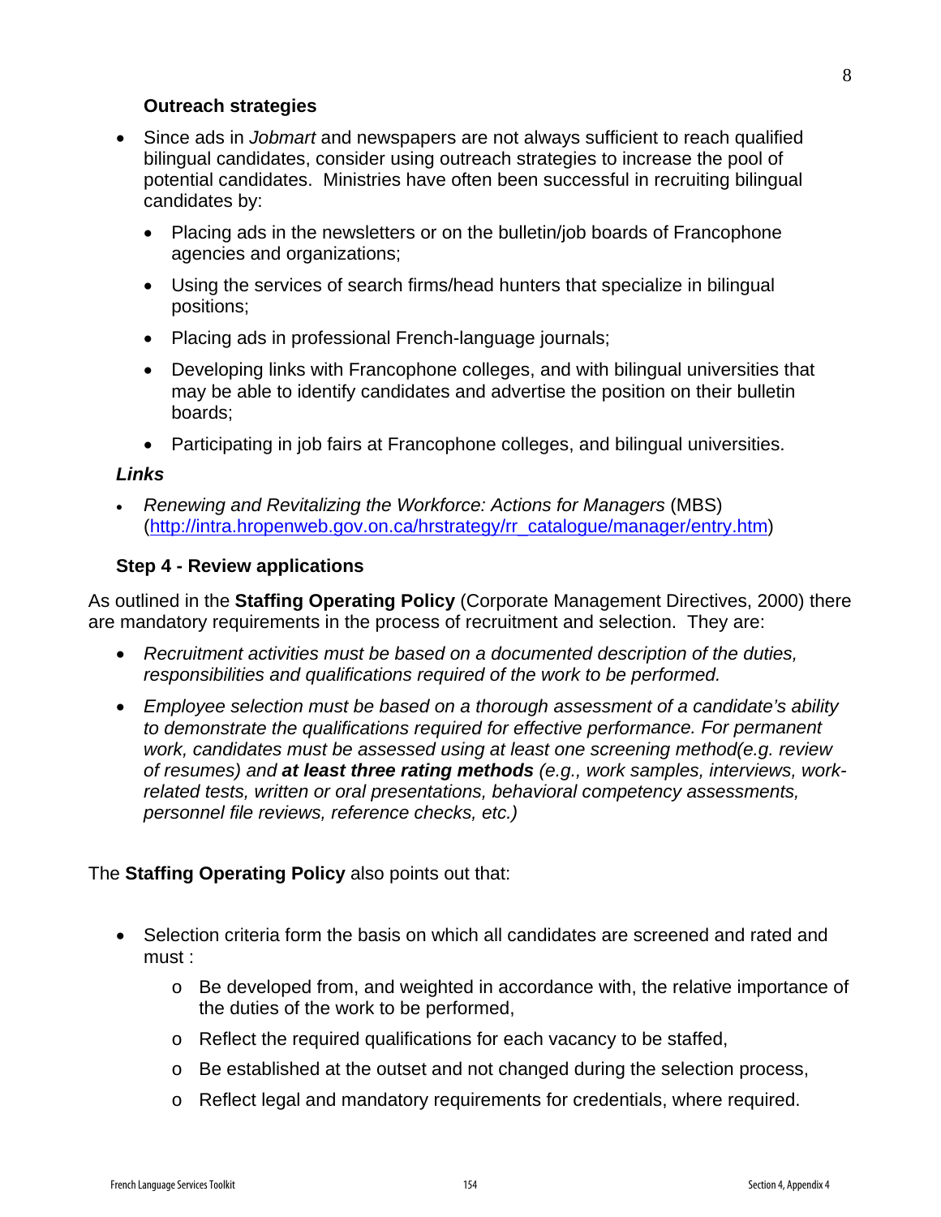**Outreach strategies**

- Since ads in *Jobmart* and newspapers are not always sufficient to reach qualified bilingual candidates, consider using outreach strategies to increase the pool of potential candidates. Ministries have often been successful in recruiting bilingual candidates by:
  - Placing ads in the newsletters or on the bulletin/job boards of Francophone agencies and organizations;
  - Using the services of search firms/head hunters that specialize in bilingual positions;
  - Placing ads in professional French-language journals;
  - Developing links with Francophone colleges, and with bilingual universities that may be able to identify candidates and advertise the position on their bulletin boards;
  - Participating in job fairs at Francophone colleges, and bilingual universities.

***Links***

- *Renewing and Revitalizing the Workforce: Actions for Managers* (MBS) (http://intra.hropenweb.gov.on.ca/hrstrategy/rr_catalogue/manager/entry.htm)

**Step 4 - Review applications**

As outlined in the **Staffing Operating Policy** (Corporate Management Directives, 2000) there are mandatory requirements in the process of recruitment and selection. They are:

- *Recruitment activities must be based on a documented description of the duties, responsibilities and qualifications required of the work to be performed.*
- *Employee selection must be based on a thorough assessment of a candidate's ability to demonstrate the qualifications required for effective performance. For permanent work, candidates must be assessed using at least one screening method(e.g. review of resumes) and **at least three rating methods** (e.g., work samples, interviews, work-related tests, written or oral presentations, behavioral competency assessments, personnel file reviews, reference checks, etc.)*

The **Staffing Operating Policy** also points out that:

- Selection criteria form the basis on which all candidates are screened and rated and must :
  - Be developed from, and weighted in accordance with, the relative importance of the duties of the work to be performed,
  - Reflect the required qualifications for each vacancy to be staffed,
  - Be established at the outset and not changed during the selection process,
  - Reflect legal and mandatory requirements for credentials, where required.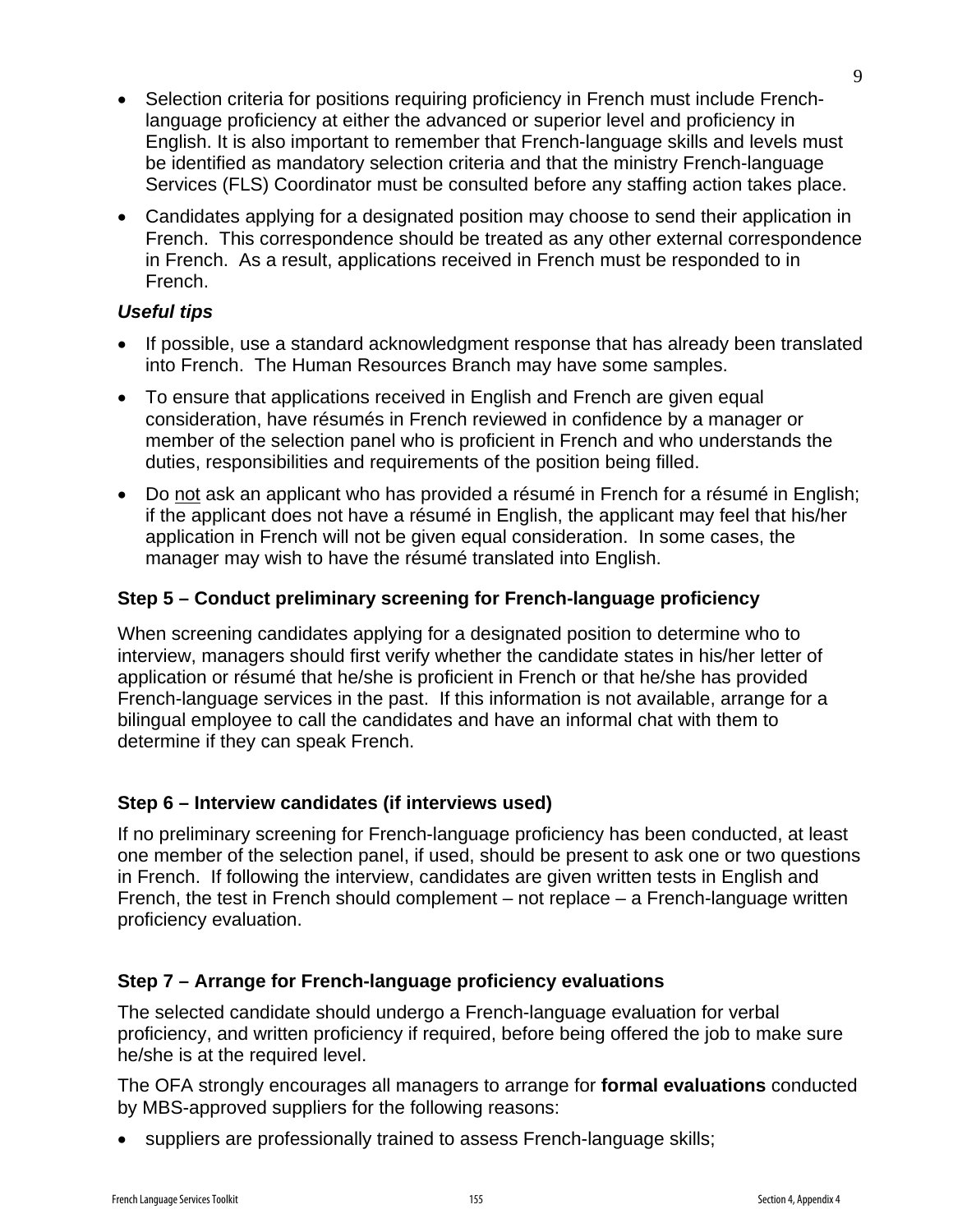- Selection criteria for positions requiring proficiency in French must include French-language proficiency at either the advanced or superior level and proficiency in English. It is also important to remember that French-language skills and levels must be identified as mandatory selection criteria and that the ministry French-language Services (FLS) Coordinator must be consulted before any staffing action takes place.
- Candidates applying for a designated position may choose to send their application in French. This correspondence should be treated as any other external correspondence in French. As a result, applications received in French must be responded to in French.

***Useful tips***

- If possible, use a standard acknowledgment response that has already been translated into French. The Human Resources Branch may have some samples.
- To ensure that applications received in English and French are given equal consideration, have résumés in French reviewed in confidence by a manager or member of the selection panel who is proficient in French and who understands the duties, responsibilities and requirements of the position being filled.
- Do <u>not</u> ask an applicant who has provided a résumé in French for a résumé in English; if the applicant does not have a résumé in English, the applicant may feel that his/her application in French will not be given equal consideration. In some cases, the manager may wish to have the résumé translated into English.

**Step 5 – Conduct preliminary screening for French-language proficiency**

When screening candidates applying for a designated position to determine who to interview, managers should first verify whether the candidate states in his/her letter of application or résumé that he/she is proficient in French or that he/she has provided French-language services in the past. If this information is not available, arrange for a bilingual employee to call the candidates and have an informal chat with them to determine if they can speak French.

**Step 6 – Interview candidates (if interviews used)**

If no preliminary screening for French-language proficiency has been conducted, at least one member of the selection panel, if used, should be present to ask one or two questions in French. If following the interview, candidates are given written tests in English and French, the test in French should complement – not replace – a French-language written proficiency evaluation.

**Step 7 – Arrange for French-language proficiency evaluations**

The selected candidate should undergo a French-language evaluation for verbal proficiency, and written proficiency if required, before being offered the job to make sure he/she is at the required level.

The OFA strongly encourages all managers to arrange for **formal evaluations** conducted by MBS-approved suppliers for the following reasons:

- suppliers are professionally trained to assess French-language skills;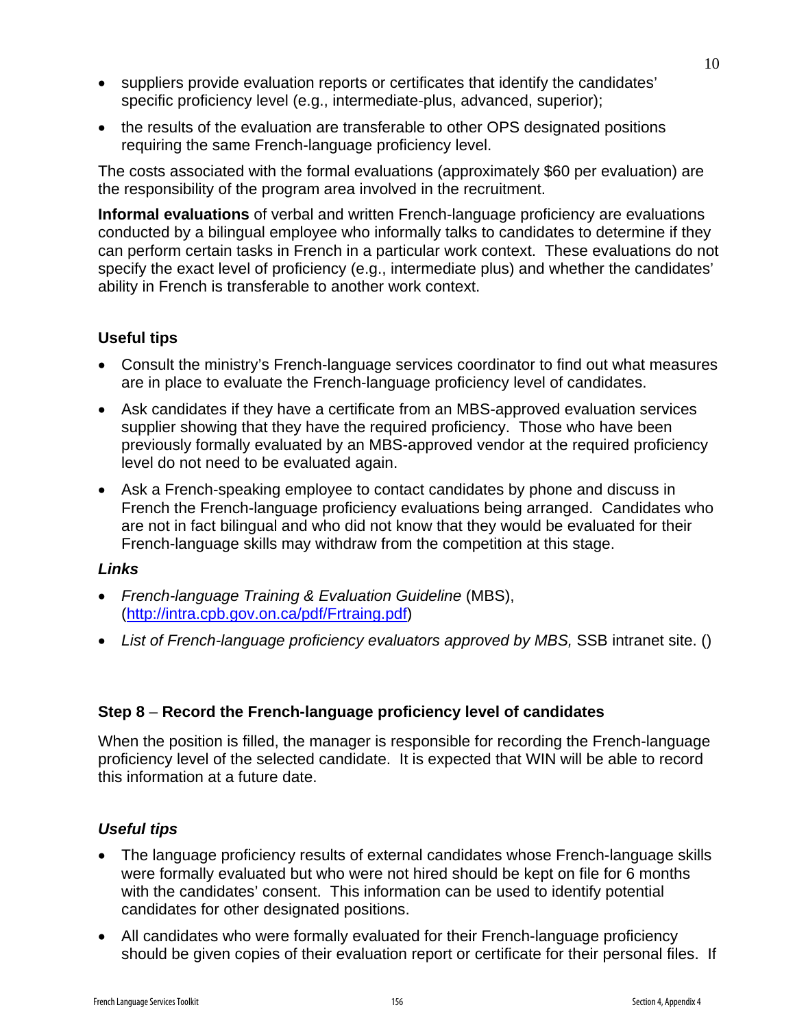- suppliers provide evaluation reports or certificates that identify the candidates' specific proficiency level (e.g., intermediate-plus, advanced, superior);
- the results of the evaluation are transferable to other OPS designated positions requiring the same French-language proficiency level.

The costs associated with the formal evaluations (approximately $60 per evaluation) are the responsibility of the program area involved in the recruitment.

**Informal evaluations** of verbal and written French-language proficiency are evaluations conducted by a bilingual employee who informally talks to candidates to determine if they can perform certain tasks in French in a particular work context. These evaluations do not specify the exact level of proficiency (e.g., intermediate plus) and whether the candidates' ability in French is transferable to another work context.

**Useful tips**

- Consult the ministry's French-language services coordinator to find out what measures are in place to evaluate the French-language proficiency level of candidates.
- Ask candidates if they have a certificate from an MBS-approved evaluation services supplier showing that they have the required proficiency. Those who have been previously formally evaluated by an MBS-approved vendor at the required proficiency level do not need to be evaluated again.
- Ask a French-speaking employee to contact candidates by phone and discuss in French the French-language proficiency evaluations being arranged. Candidates who are not in fact bilingual and who did not know that they would be evaluated for their French-language skills may withdraw from the competition at this stage.

***Links***

- *French-language Training & Evaluation Guideline* (MBS), (http://intra.cpb.gov.on.ca/pdf/Frtraing.pdf)
- *List of French-language proficiency evaluators approved by MBS,* SSB intranet site. ()

**Step 8** – **Record the French-language proficiency level of candidates**

When the position is filled, the manager is responsible for recording the French-language proficiency level of the selected candidate. It is expected that WIN will be able to record this information at a future date.

***Useful tips***

- The language proficiency results of external candidates whose French-language skills were formally evaluated but who were not hired should be kept on file for 6 months with the candidates' consent. This information can be used to identify potential candidates for other designated positions.
- All candidates who were formally evaluated for their French-language proficiency should be given copies of their evaluation report or certificate for their personal files. If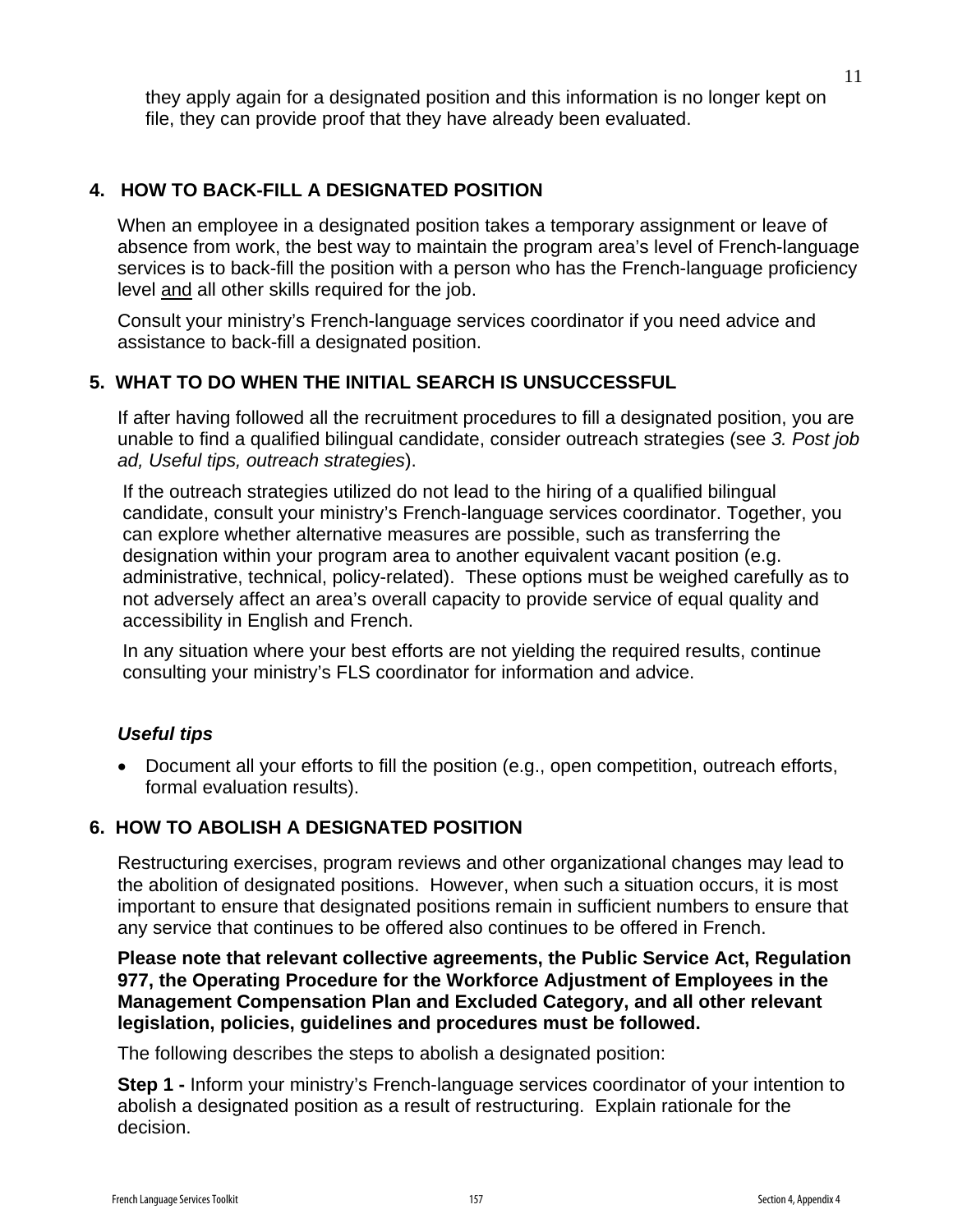they apply again for a designated position and this information is no longer kept on file, they can provide proof that they have already been evaluated.

## 4. HOW TO BACK-FILL A DESIGNATED POSITION

When an employee in a designated position takes a temporary assignment or leave of absence from work, the best way to maintain the program area's level of French-language services is to back-fill the position with a person who has the French-language proficiency level <u>and</u> all other skills required for the job.

Consult your ministry's French-language services coordinator if you need advice and assistance to back-fill a designated position.

## 5. WHAT TO DO WHEN THE INITIAL SEARCH IS UNSUCCESSFUL

If after having followed all the recruitment procedures to fill a designated position, you are unable to find a qualified bilingual candidate, consider outreach strategies (see *3. Post job ad, Useful tips, outreach strategies*).

If the outreach strategies utilized do not lead to the hiring of a qualified bilingual candidate, consult your ministry's French-language services coordinator. Together, you can explore whether alternative measures are possible, such as transferring the designation within your program area to another equivalent vacant position (e.g. administrative, technical, policy-related). These options must be weighed carefully as to not adversely affect an area's overall capacity to provide service of equal quality and accessibility in English and French.

In any situation where your best efforts are not yielding the required results, continue consulting your ministry's FLS coordinator for information and advice.

***Useful tips***

- Document all your efforts to fill the position (e.g., open competition, outreach efforts, formal evaluation results).

## 6. HOW TO ABOLISH A DESIGNATED POSITION

Restructuring exercises, program reviews and other organizational changes may lead to the abolition of designated positions. However, when such a situation occurs, it is most important to ensure that designated positions remain in sufficient numbers to ensure that any service that continues to be offered also continues to be offered in French.

**Please note that relevant collective agreements, the Public Service Act, Regulation 977, the Operating Procedure for the Workforce Adjustment of Employees in the Management Compensation Plan and Excluded Category, and all other relevant legislation, policies, guidelines and procedures must be followed.**

The following describes the steps to abolish a designated position:

**Step 1 -** Inform your ministry's French-language services coordinator of your intention to abolish a designated position as a result of restructuring. Explain rationale for the decision.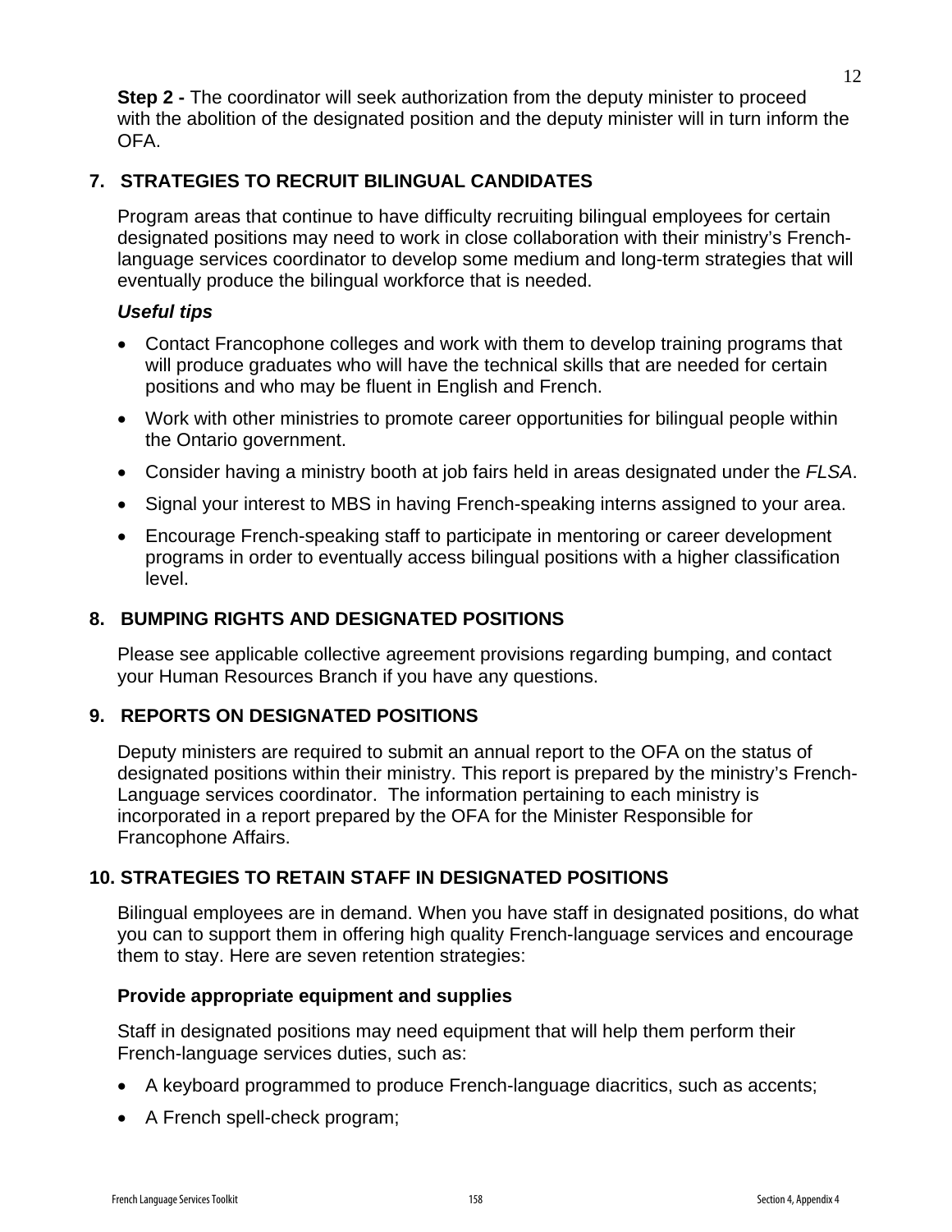**Step 2 -** The coordinator will seek authorization from the deputy minister to proceed with the abolition of the designated position and the deputy minister will in turn inform the OFA.

## 7. STRATEGIES TO RECRUIT BILINGUAL CANDIDATES

Program areas that continue to have difficulty recruiting bilingual employees for certain designated positions may need to work in close collaboration with their ministry's French-language services coordinator to develop some medium and long-term strategies that will eventually produce the bilingual workforce that is needed.

***Useful tips***

- Contact Francophone colleges and work with them to develop training programs that will produce graduates who will have the technical skills that are needed for certain positions and who may be fluent in English and French.
- Work with other ministries to promote career opportunities for bilingual people within the Ontario government.
- Consider having a ministry booth at job fairs held in areas designated under the *FLSA*.
- Signal your interest to MBS in having French-speaking interns assigned to your area.
- Encourage French-speaking staff to participate in mentoring or career development programs in order to eventually access bilingual positions with a higher classification level.

## 8. BUMPING RIGHTS AND DESIGNATED POSITIONS

Please see applicable collective agreement provisions regarding bumping, and contact your Human Resources Branch if you have any questions.

## 9. REPORTS ON DESIGNATED POSITIONS

Deputy ministers are required to submit an annual report to the OFA on the status of designated positions within their ministry. This report is prepared by the ministry's French-Language services coordinator. The information pertaining to each ministry is incorporated in a report prepared by the OFA for the Minister Responsible for Francophone Affairs.

## 10. STRATEGIES TO RETAIN STAFF IN DESIGNATED POSITIONS

Bilingual employees are in demand. When you have staff in designated positions, do what you can to support them in offering high quality French-language services and encourage them to stay. Here are seven retention strategies:

### Provide appropriate equipment and supplies

Staff in designated positions may need equipment that will help them perform their French-language services duties, such as:

- A keyboard programmed to produce French-language diacritics, such as accents;
- A French spell-check program;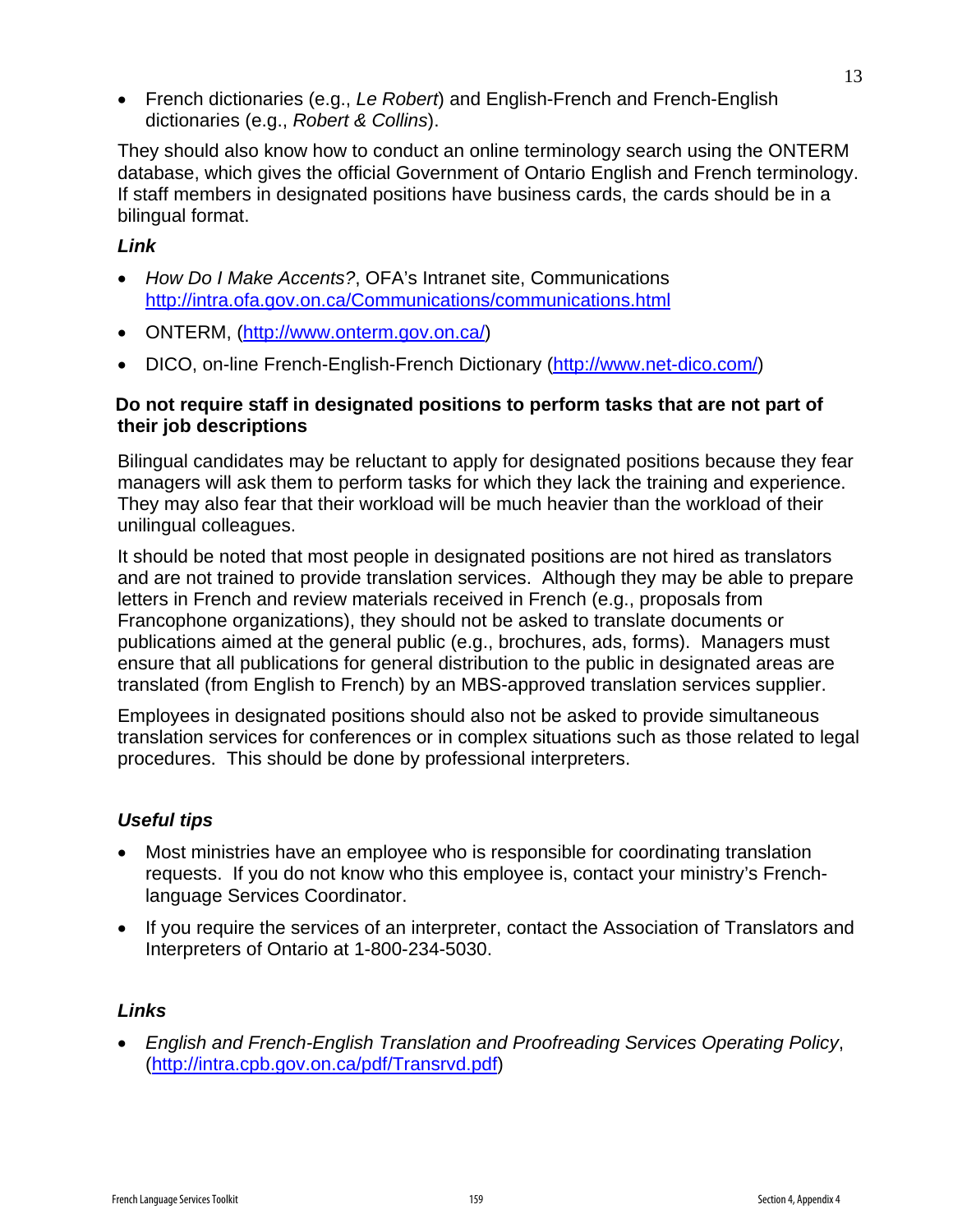- French dictionaries (e.g., *Le Robert*) and English-French and French-English dictionaries (e.g., *Robert & Collins*).

They should also know how to conduct an online terminology search using the ONTERM database, which gives the official Government of Ontario English and French terminology. If staff members in designated positions have business cards, the cards should be in a bilingual format.

***Link***

- *How Do I Make Accents?*, OFA's Intranet site, Communications http://intra.ofa.gov.on.ca/Communications/communications.html
- ONTERM, (http://www.onterm.gov.on.ca/)
- DICO, on-line French-English-French Dictionary (http://www.net-dico.com/)

**Do not require staff in designated positions to perform tasks that are not part of their job descriptions**

Bilingual candidates may be reluctant to apply for designated positions because they fear managers will ask them to perform tasks for which they lack the training and experience. They may also fear that their workload will be much heavier than the workload of their unilingual colleagues.

It should be noted that most people in designated positions are not hired as translators and are not trained to provide translation services. Although they may be able to prepare letters in French and review materials received in French (e.g., proposals from Francophone organizations), they should not be asked to translate documents or publications aimed at the general public (e.g., brochures, ads, forms). Managers must ensure that all publications for general distribution to the public in designated areas are translated (from English to French) by an MBS-approved translation services supplier.

Employees in designated positions should also not be asked to provide simultaneous translation services for conferences or in complex situations such as those related to legal procedures. This should be done by professional interpreters.

***Useful tips***

- Most ministries have an employee who is responsible for coordinating translation requests. If you do not know who this employee is, contact your ministry's French-language Services Coordinator.
- If you require the services of an interpreter, contact the Association of Translators and Interpreters of Ontario at 1-800-234-5030.

***Links***

- *English and French-English Translation and Proofreading Services Operating Policy*, (http://intra.cpb.gov.on.ca/pdf/Transrvd.pdf)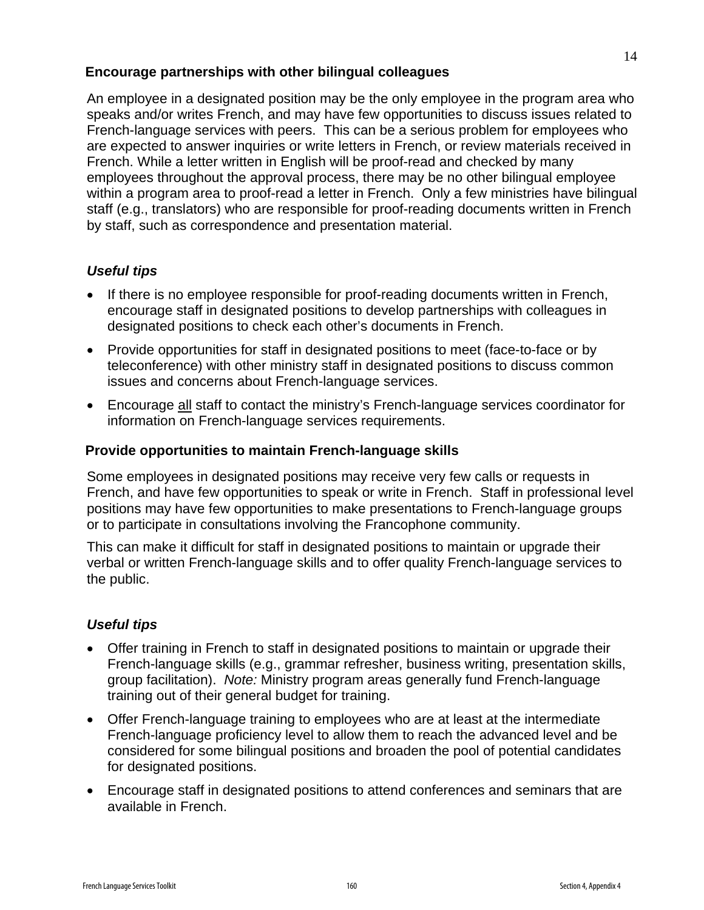## Encourage partnerships with other bilingual colleagues

An employee in a designated position may be the only employee in the program area who speaks and/or writes French, and may have few opportunities to discuss issues related to French-language services with peers. This can be a serious problem for employees who are expected to answer inquiries or write letters in French, or review materials received in French. While a letter written in English will be proof-read and checked by many employees throughout the approval process, there may be no other bilingual employee within a program area to proof-read a letter in French. Only a few ministries have bilingual staff (e.g., translators) who are responsible for proof-reading documents written in French by staff, such as correspondence and presentation material.

### *Useful tips*

- If there is no employee responsible for proof-reading documents written in French, encourage staff in designated positions to develop partnerships with colleagues in designated positions to check each other's documents in French.
- Provide opportunities for staff in designated positions to meet (face-to-face or by teleconference) with other ministry staff in designated positions to discuss common issues and concerns about French-language services.
- Encourage <u>all</u> staff to contact the ministry's French-language services coordinator for information on French-language services requirements.

## Provide opportunities to maintain French-language skills

Some employees in designated positions may receive very few calls or requests in French, and have few opportunities to speak or write in French. Staff in professional level positions may have few opportunities to make presentations to French-language groups or to participate in consultations involving the Francophone community.

This can make it difficult for staff in designated positions to maintain or upgrade their verbal or written French-language skills and to offer quality French-language services to the public.

### *Useful tips*

- Offer training in French to staff in designated positions to maintain or upgrade their French-language skills (e.g., grammar refresher, business writing, presentation skills, group facilitation). *Note:* Ministry program areas generally fund French-language training out of their general budget for training.
- Offer French-language training to employees who are at least at the intermediate French-language proficiency level to allow them to reach the advanced level and be considered for some bilingual positions and broaden the pool of potential candidates for designated positions.
- Encourage staff in designated positions to attend conferences and seminars that are available in French.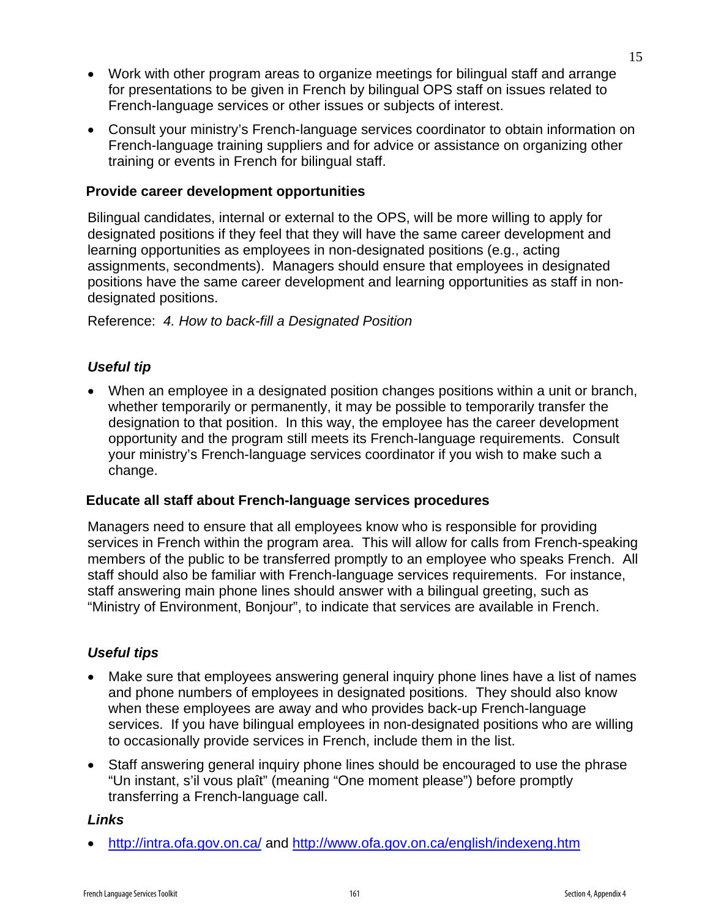- Work with other program areas to organize meetings for bilingual staff and arrange for presentations to be given in French by bilingual OPS staff on issues related to French-language services or other issues or subjects of interest.
- Consult your ministry's French-language services coordinator to obtain information on French-language training suppliers and for advice or assistance on organizing other training or events in French for bilingual staff.

### Provide career development opportunities

Bilingual candidates, internal or external to the OPS, will be more willing to apply for designated positions if they feel that they will have the same career development and learning opportunities as employees in non-designated positions (e.g., acting assignments, secondments). Managers should ensure that employees in designated positions have the same career development and learning opportunities as staff in non-designated positions.

Reference: *4. How to back-fill a Designated Position*

#### *Useful tip*

- When an employee in a designated position changes positions within a unit or branch, whether temporarily or permanently, it may be possible to temporarily transfer the designation to that position. In this way, the employee has the career development opportunity and the program still meets its French-language requirements. Consult your ministry's French-language services coordinator if you wish to make such a change.

### Educate all staff about French-language services procedures

Managers need to ensure that all employees know who is responsible for providing services in French within the program area. This will allow for calls from French-speaking members of the public to be transferred promptly to an employee who speaks French. All staff should also be familiar with French-language services requirements. For instance, staff answering main phone lines should answer with a bilingual greeting, such as "Ministry of Environment, Bonjour", to indicate that services are available in French.

#### *Useful tips*

- Make sure that employees answering general inquiry phone lines have a list of names and phone numbers of employees in designated positions. They should also know when these employees are away and who provides back-up French-language services. If you have bilingual employees in non-designated positions who are willing to occasionally provide services in French, include them in the list.
- Staff answering general inquiry phone lines should be encouraged to use the phrase "Un instant, s'il vous plaît" (meaning "One moment please") before promptly transferring a French-language call.

#### *Links*

- http://intra.ofa.gov.on.ca/ and http://www.ofa.gov.on.ca/english/indexeng.htm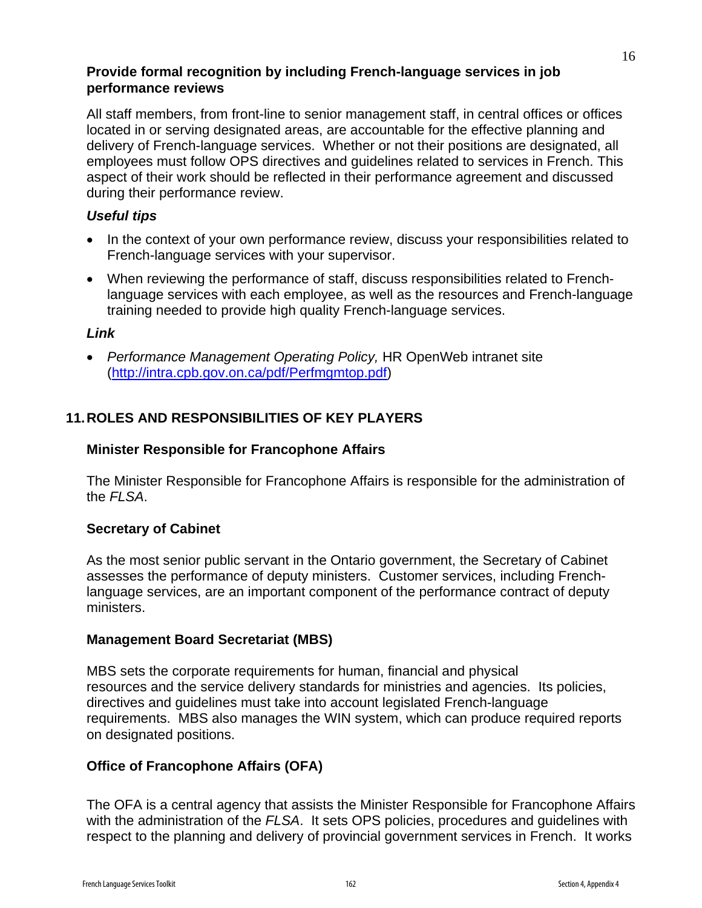**Provide formal recognition by including French-language services in job performance reviews**

All staff members, from front-line to senior management staff, in central offices or offices located in or serving designated areas, are accountable for the effective planning and delivery of French-language services. Whether or not their positions are designated, all employees must follow OPS directives and guidelines related to services in French. This aspect of their work should be reflected in their performance agreement and discussed during their performance review.

***Useful tips***

- In the context of your own performance review, discuss your responsibilities related to French-language services with your supervisor.
- When reviewing the performance of staff, discuss responsibilities related to French-language services with each employee, as well as the resources and French-language training needed to provide high quality French-language services.

***Link***

- *Performance Management Operating Policy,* HR OpenWeb intranet site (http://intra.cpb.gov.on.ca/pdf/Perfmgmtop.pdf)

## 11. ROLES AND RESPONSIBILITIES OF KEY PLAYERS

### Minister Responsible for Francophone Affairs

The Minister Responsible for Francophone Affairs is responsible for the administration of the *FLSA*.

### Secretary of Cabinet

As the most senior public servant in the Ontario government, the Secretary of Cabinet assesses the performance of deputy ministers. Customer services, including French-language services, are an important component of the performance contract of deputy ministers.

### Management Board Secretariat (MBS)

MBS sets the corporate requirements for human, financial and physical resources and the service delivery standards for ministries and agencies. Its policies, directives and guidelines must take into account legislated French-language requirements. MBS also manages the WIN system, which can produce required reports on designated positions.

### Office of Francophone Affairs (OFA)

The OFA is a central agency that assists the Minister Responsible for Francophone Affairs with the administration of the *FLSA*. It sets OPS policies, procedures and guidelines with respect to the planning and delivery of provincial government services in French. It works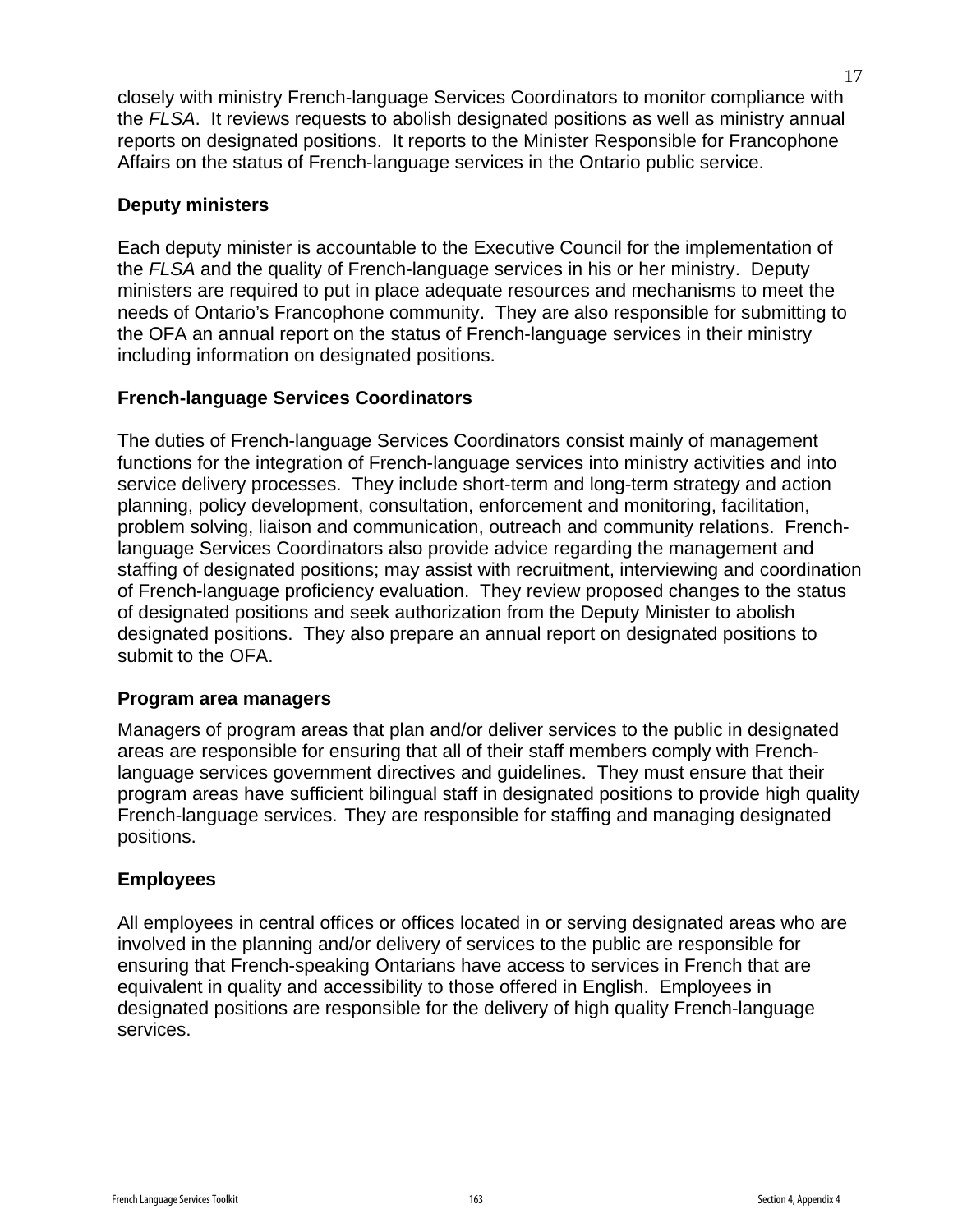closely with ministry French-language Services Coordinators to monitor compliance with the *FLSA*. It reviews requests to abolish designated positions as well as ministry annual reports on designated positions. It reports to the Minister Responsible for Francophone Affairs on the status of French-language services in the Ontario public service.

### Deputy ministers

Each deputy minister is accountable to the Executive Council for the implementation of the *FLSA* and the quality of French-language services in his or her ministry. Deputy ministers are required to put in place adequate resources and mechanisms to meet the needs of Ontario's Francophone community. They are also responsible for submitting to the OFA an annual report on the status of French-language services in their ministry including information on designated positions.

### French-language Services Coordinators

The duties of French-language Services Coordinators consist mainly of management functions for the integration of French-language services into ministry activities and into service delivery processes. They include short-term and long-term strategy and action planning, policy development, consultation, enforcement and monitoring, facilitation, problem solving, liaison and communication, outreach and community relations. French-language Services Coordinators also provide advice regarding the management and staffing of designated positions; may assist with recruitment, interviewing and coordination of French-language proficiency evaluation. They review proposed changes to the status of designated positions and seek authorization from the Deputy Minister to abolish designated positions. They also prepare an annual report on designated positions to submit to the OFA.

### Program area managers

Managers of program areas that plan and/or deliver services to the public in designated areas are responsible for ensuring that all of their staff members comply with French-language services government directives and guidelines. They must ensure that their program areas have sufficient bilingual staff in designated positions to provide high quality French-language services. They are responsible for staffing and managing designated positions.

### Employees

All employees in central offices or offices located in or serving designated areas who are involved in the planning and/or delivery of services to the public are responsible for ensuring that French-speaking Ontarians have access to services in French that are equivalent in quality and accessibility to those offered in English. Employees in designated positions are responsible for the delivery of high quality French-language services.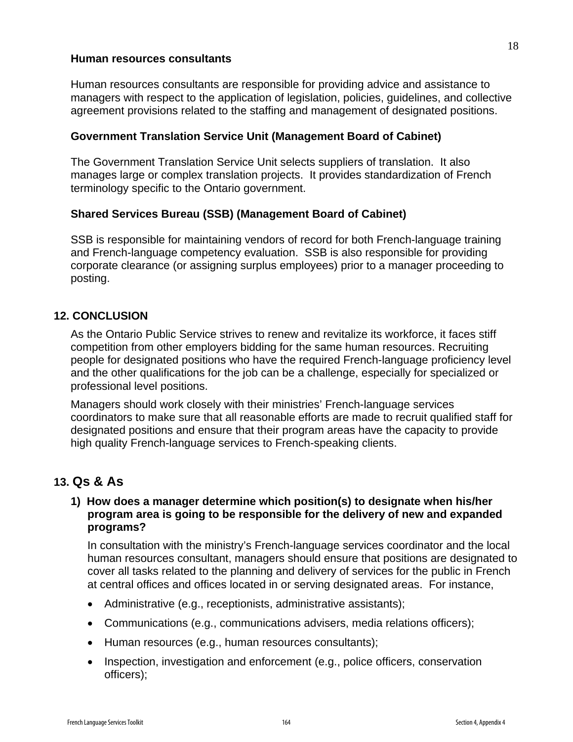### Human resources consultants

Human resources consultants are responsible for providing advice and assistance to managers with respect to the application of legislation, policies, guidelines, and collective agreement provisions related to the staffing and management of designated positions.

### Government Translation Service Unit (Management Board of Cabinet)

The Government Translation Service Unit selects suppliers of translation. It also manages large or complex translation projects. It provides standardization of French terminology specific to the Ontario government.

### Shared Services Bureau (SSB) (Management Board of Cabinet)

SSB is responsible for maintaining vendors of record for both French-language training and French-language competency evaluation. SSB is also responsible for providing corporate clearance (or assigning surplus employees) prior to a manager proceeding to posting.

## 12. CONCLUSION

As the Ontario Public Service strives to renew and revitalize its workforce, it faces stiff competition from other employers bidding for the same human resources. Recruiting people for designated positions who have the required French-language proficiency level and the other qualifications for the job can be a challenge, especially for specialized or professional level positions.

Managers should work closely with their ministries' French-language services coordinators to make sure that all reasonable efforts are made to recruit qualified staff for designated positions and ensure that their program areas have the capacity to provide high quality French-language services to French-speaking clients.

## 13. Qs & As

**1) How does a manager determine which position(s) to designate when his/her program area is going to be responsible for the delivery of new and expanded programs?**

In consultation with the ministry's French-language services coordinator and the local human resources consultant, managers should ensure that positions are designated to cover all tasks related to the planning and delivery of services for the public in French at central offices and offices located in or serving designated areas. For instance,

- Administrative (e.g., receptionists, administrative assistants);
- Communications (e.g., communications advisers, media relations officers);
- Human resources (e.g., human resources consultants);
- Inspection, investigation and enforcement (e.g., police officers, conservation officers);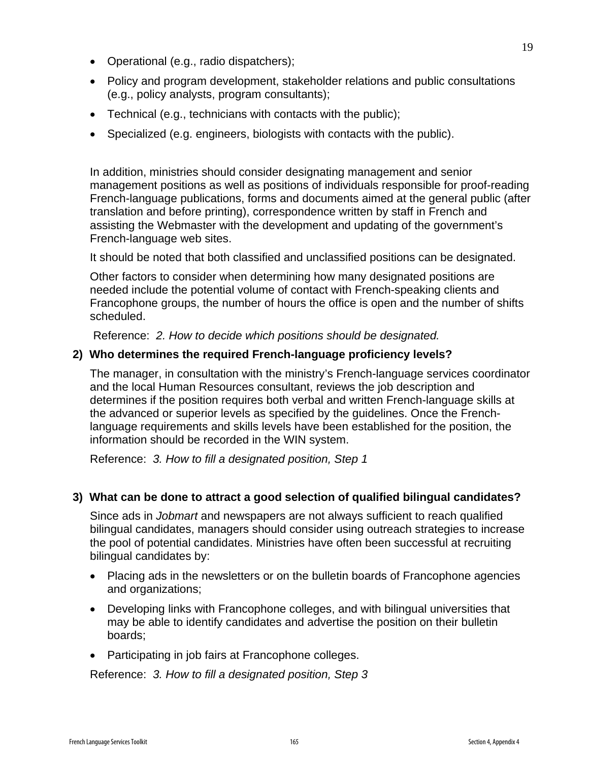- Operational (e.g., radio dispatchers);
- Policy and program development, stakeholder relations and public consultations (e.g., policy analysts, program consultants);
- Technical (e.g., technicians with contacts with the public);
- Specialized (e.g. engineers, biologists with contacts with the public).

In addition, ministries should consider designating management and senior management positions as well as positions of individuals responsible for proof-reading French-language publications, forms and documents aimed at the general public (after translation and before printing), correspondence written by staff in French and assisting the Webmaster with the development and updating of the government's French-language web sites.

It should be noted that both classified and unclassified positions can be designated.

Other factors to consider when determining how many designated positions are needed include the potential volume of contact with French-speaking clients and Francophone groups, the number of hours the office is open and the number of shifts scheduled.

Reference: *2. How to decide which positions should be designated.*

**2) Who determines the required French-language proficiency levels?**

The manager, in consultation with the ministry's French-language services coordinator and the local Human Resources consultant, reviews the job description and determines if the position requires both verbal and written French-language skills at the advanced or superior levels as specified by the guidelines. Once the French-language requirements and skills levels have been established for the position, the information should be recorded in the WIN system.

Reference: *3. How to fill a designated position, Step 1*

**3) What can be done to attract a good selection of qualified bilingual candidates?**

Since ads in *Jobmart* and newspapers are not always sufficient to reach qualified bilingual candidates, managers should consider using outreach strategies to increase the pool of potential candidates. Ministries have often been successful at recruiting bilingual candidates by:

- Placing ads in the newsletters or on the bulletin boards of Francophone agencies and organizations;
- Developing links with Francophone colleges, and with bilingual universities that may be able to identify candidates and advertise the position on their bulletin boards;
- Participating in job fairs at Francophone colleges.

Reference: *3. How to fill a designated position, Step 3*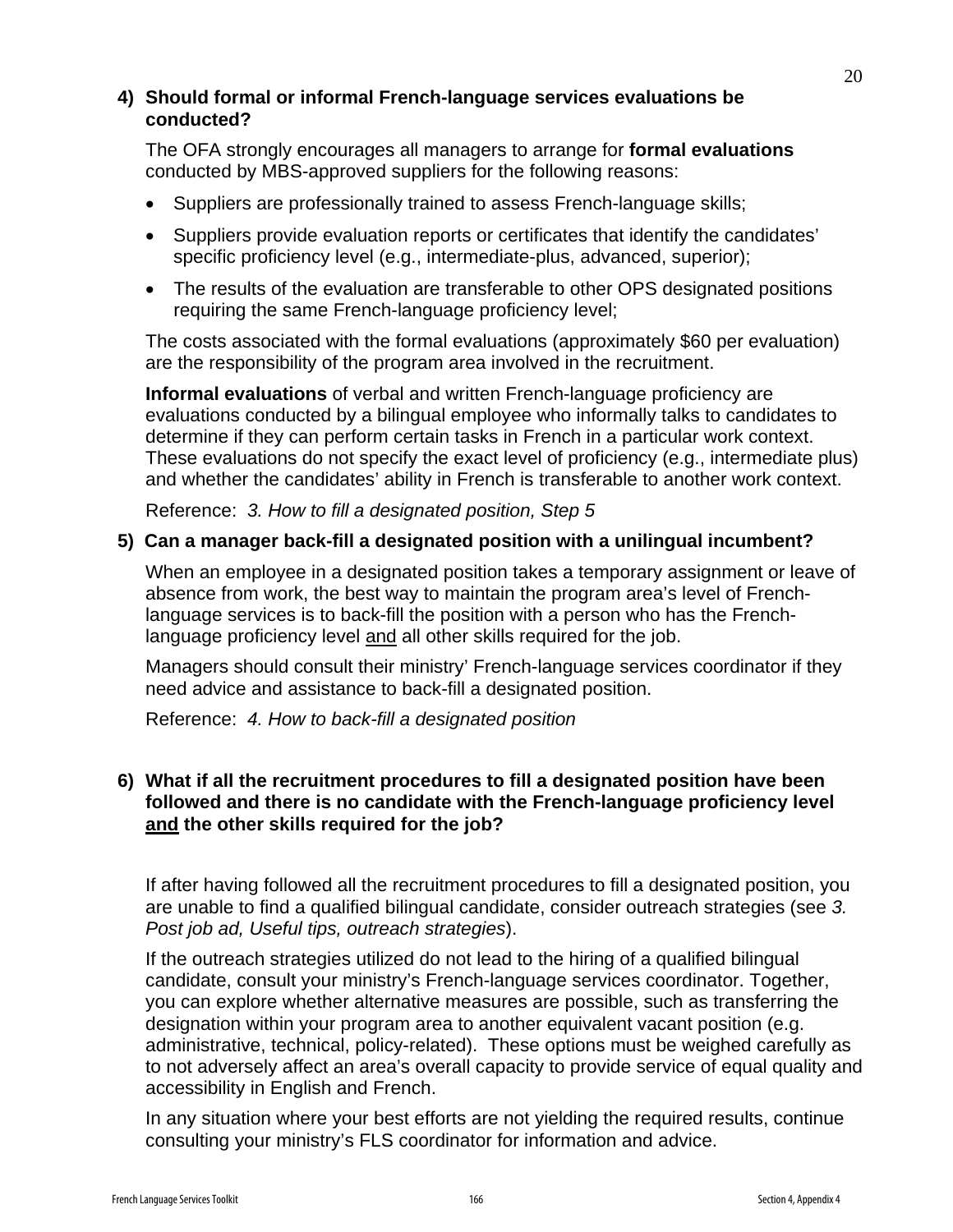**4) Should formal or informal French-language services evaluations be conducted?**

The OFA strongly encourages all managers to arrange for **formal evaluations** conducted by MBS-approved suppliers for the following reasons:

- Suppliers are professionally trained to assess French-language skills;
- Suppliers provide evaluation reports or certificates that identify the candidates' specific proficiency level (e.g., intermediate-plus, advanced, superior);
- The results of the evaluation are transferable to other OPS designated positions requiring the same French-language proficiency level;

The costs associated with the formal evaluations (approximately $60 per evaluation) are the responsibility of the program area involved in the recruitment.

**Informal evaluations** of verbal and written French-language proficiency are evaluations conducted by a bilingual employee who informally talks to candidates to determine if they can perform certain tasks in French in a particular work context. These evaluations do not specify the exact level of proficiency (e.g., intermediate plus) and whether the candidates' ability in French is transferable to another work context.

Reference: *3. How to fill a designated position, Step 5*

**5) Can a manager back-fill a designated position with a unilingual incumbent?**

When an employee in a designated position takes a temporary assignment or leave of absence from work, the best way to maintain the program area's level of French-language services is to back-fill the position with a person who has the French-language proficiency level <u>and</u> all other skills required for the job.

Managers should consult their ministry' French-language services coordinator if they need advice and assistance to back-fill a designated position.

Reference: *4. How to back-fill a designated position*

**6) What if all the recruitment procedures to fill a designated position have been followed and there is no candidate with the French-language proficiency level <u>and</u> the other skills required for the job?**

If after having followed all the recruitment procedures to fill a designated position, you are unable to find a qualified bilingual candidate, consider outreach strategies (see *3. Post job ad, Useful tips, outreach strategies*).

If the outreach strategies utilized do not lead to the hiring of a qualified bilingual candidate, consult your ministry's French-language services coordinator. Together, you can explore whether alternative measures are possible, such as transferring the designation within your program area to another equivalent vacant position (e.g. administrative, technical, policy-related). These options must be weighed carefully as to not adversely affect an area's overall capacity to provide service of equal quality and accessibility in English and French.

In any situation where your best efforts are not yielding the required results, continue consulting your ministry's FLS coordinator for information and advice.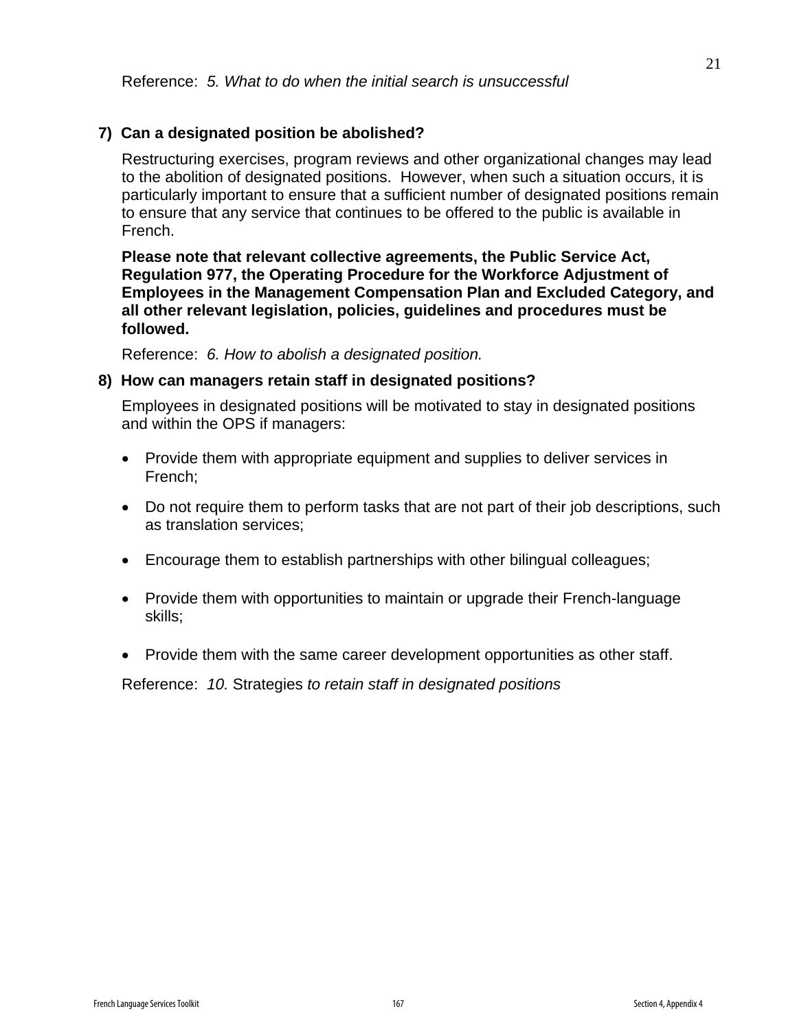Reference: *5. What to do when the initial search is unsuccessful*

**7) Can a designated position be abolished?**

Restructuring exercises, program reviews and other organizational changes may lead to the abolition of designated positions. However, when such a situation occurs, it is particularly important to ensure that a sufficient number of designated positions remain to ensure that any service that continues to be offered to the public is available in French.

**Please note that relevant collective agreements, the Public Service Act, Regulation 977, the Operating Procedure for the Workforce Adjustment of Employees in the Management Compensation Plan and Excluded Category, and all other relevant legislation, policies, guidelines and procedures must be followed.**

Reference: *6. How to abolish a designated position.*

**8) How can managers retain staff in designated positions?**

Employees in designated positions will be motivated to stay in designated positions and within the OPS if managers:

- Provide them with appropriate equipment and supplies to deliver services in French;
- Do not require them to perform tasks that are not part of their job descriptions, such as translation services;
- Encourage them to establish partnerships with other bilingual colleagues;
- Provide them with opportunities to maintain or upgrade their French-language skills;
- Provide them with the same career development opportunities as other staff.

Reference: *10.* Strategies *to retain staff in designated positions*